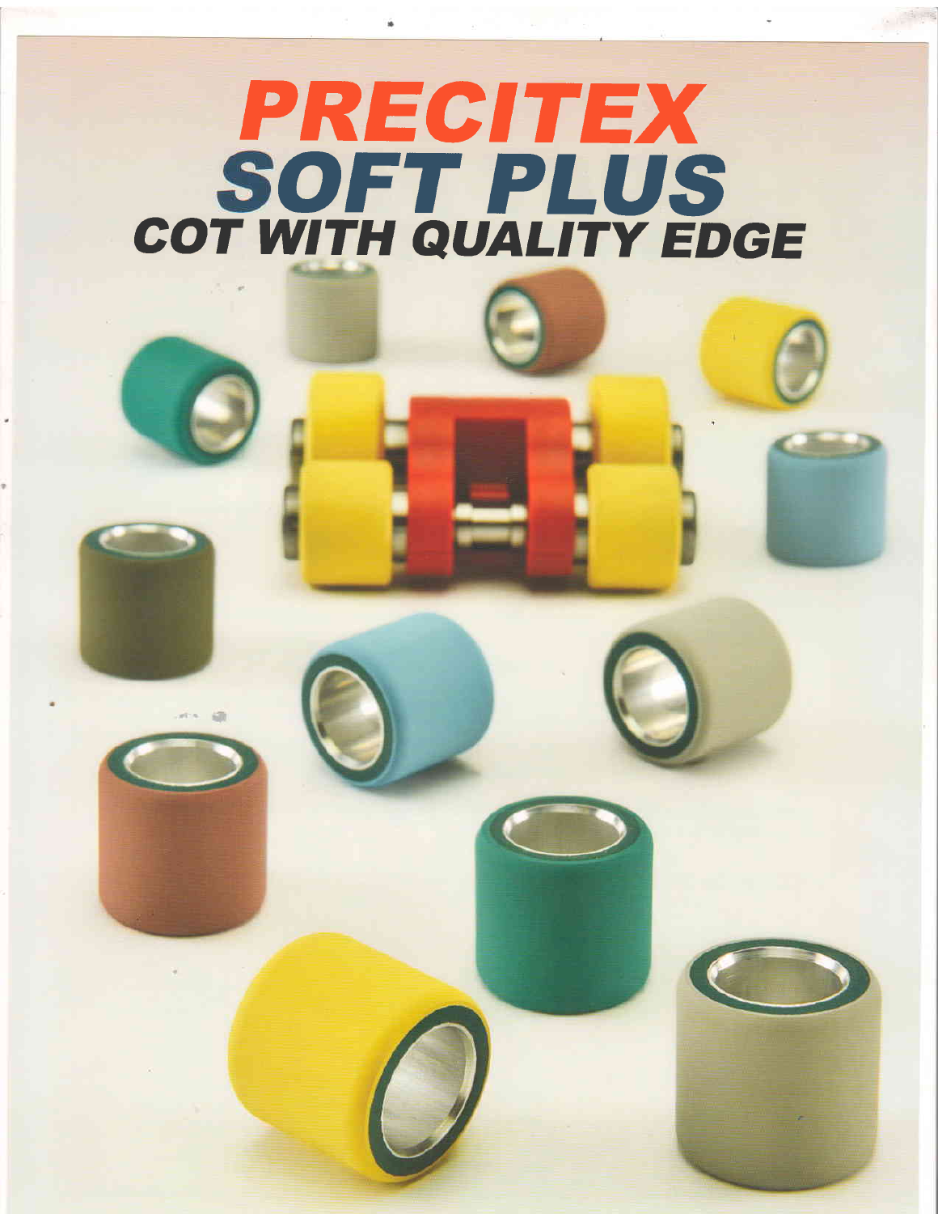# PRECITEX
## SOFT PLUS
### COT WITH QUALITY EDGE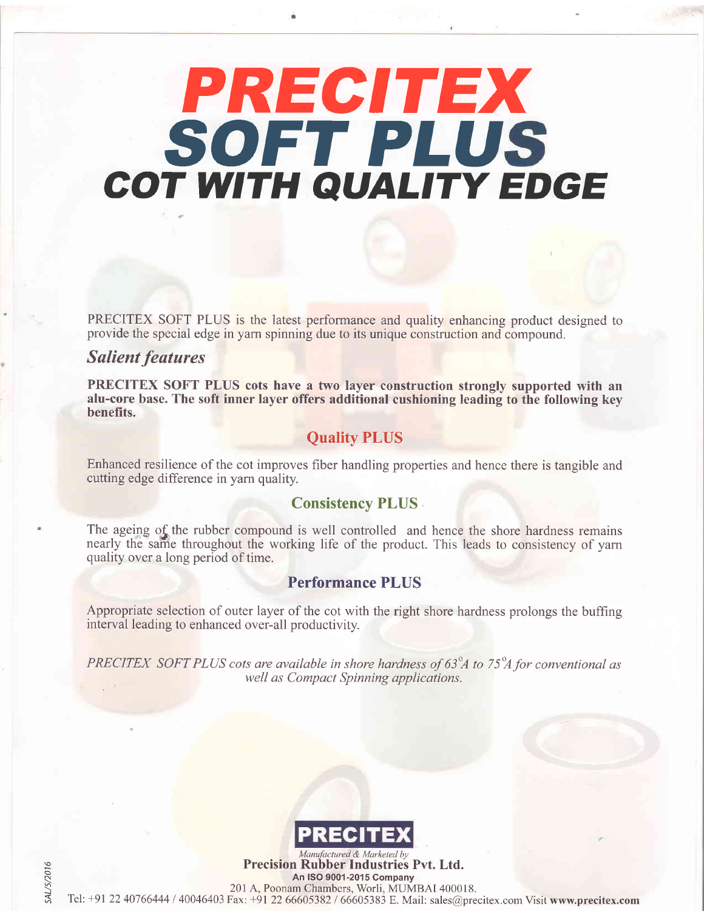# PRECITEX SOFT PLUS

## COT WITH QUALITY EDGE

PRECITEX SOFT PLUS is the latest performance and quality enhancing product designed to provide the special edge in yarn spinning due to its unique construction and compound.

## *Salient features*

**PRECITEX SOFT PLUS cots have a two layer construction strongly supported with an alu-core base. The soft inner layer offers additional cushioning leading to the following key benefits.**

### Quality PLUS

Enhanced resilience of the cot improves fiber handling properties and hence there is tangible and cutting edge difference in yarn quality.

### Consistency PLUS

The ageing of the rubber compound is well controlled and hence the shore hardness remains nearly the same throughout the working life of the product. This leads to consistency of yarn quality over a long period of time.

### Performance PLUS

Appropriate selection of outer layer of the cot with the right shore hardness prolongs the buffing interval leading to enhanced over-all productivity.

*PRECITEX SOFT PLUS cots are available in shore hardness of 63°A to 75°A for conventional as well as Compact Spinning applications.*

**PRECITEX**

*Manufactured & Marketed by*

**Precision Rubber Industries Pvt. Ltd.**

**An ISO 9001-2015 Company**

201 A, Poonam Chambers, Worli, MUMBAI 400018.

Tel: +91 22 40766444 / 40046403 Fax: +91 22 66605382 / 66605383 E. Mail: sales@precitex.com Visit **www.precitex.com**

SAL/5/2016